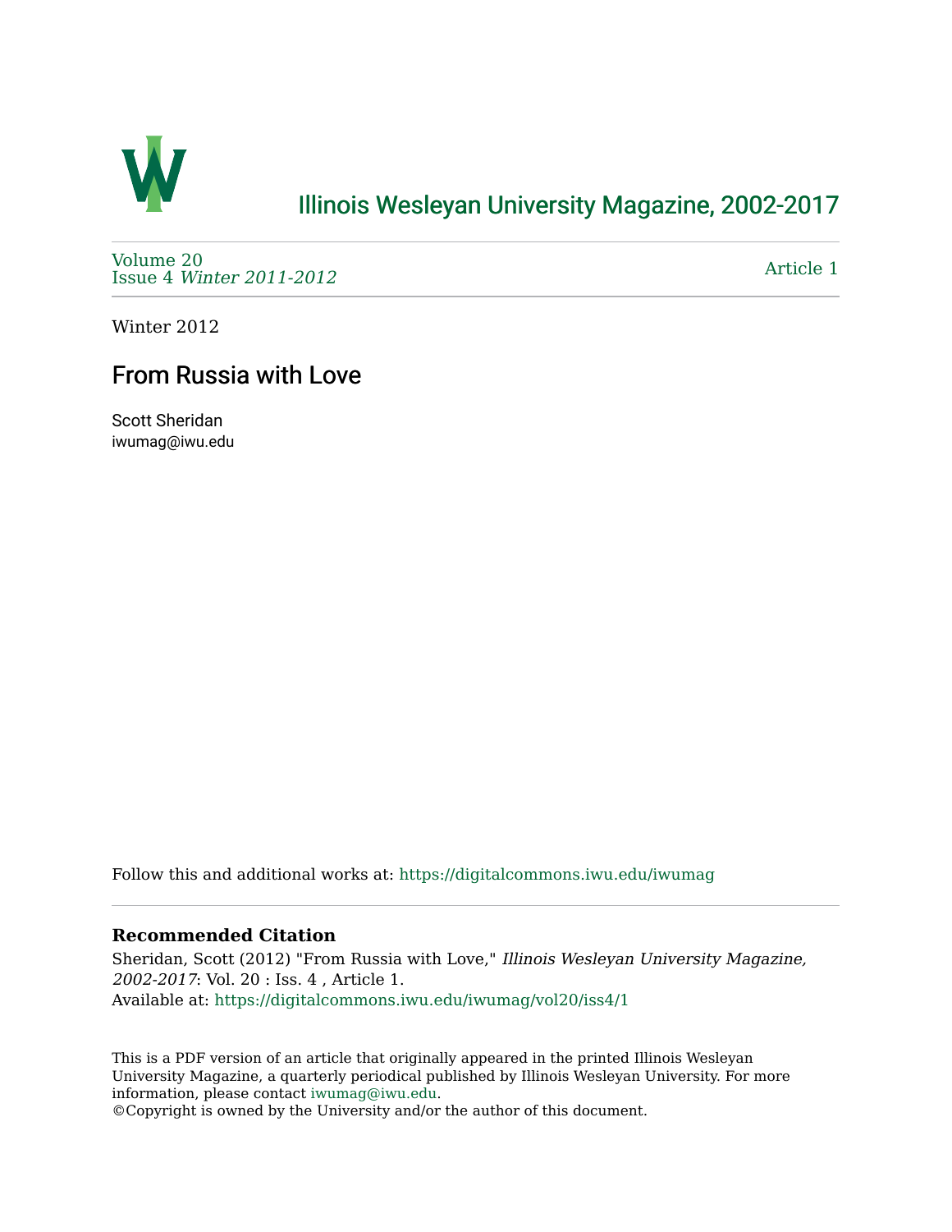# Illinois Wesleyan University Magazine, 2002-2017

Volume 20
Issue 4 *Winter 2011-2012*

Article 1

Winter 2012

## From Russia with Love

Scott Sheridan
iwumag@iwu.edu

Follow this and additional works at: https://digitalcommons.iwu.edu/iwumag

### Recommended Citation

Sheridan, Scott (2012) "From Russia with Love," *Illinois Wesleyan University Magazine, 2002-2017*: Vol. 20 : Iss. 4 , Article 1.
Available at: https://digitalcommons.iwu.edu/iwumag/vol20/iss4/1

This is a PDF version of an article that originally appeared in the printed Illinois Wesleyan University Magazine, a quarterly periodical published by Illinois Wesleyan University. For more information, please contact iwumag@iwu.edu.
©Copyright is owned by the University and/or the author of this document.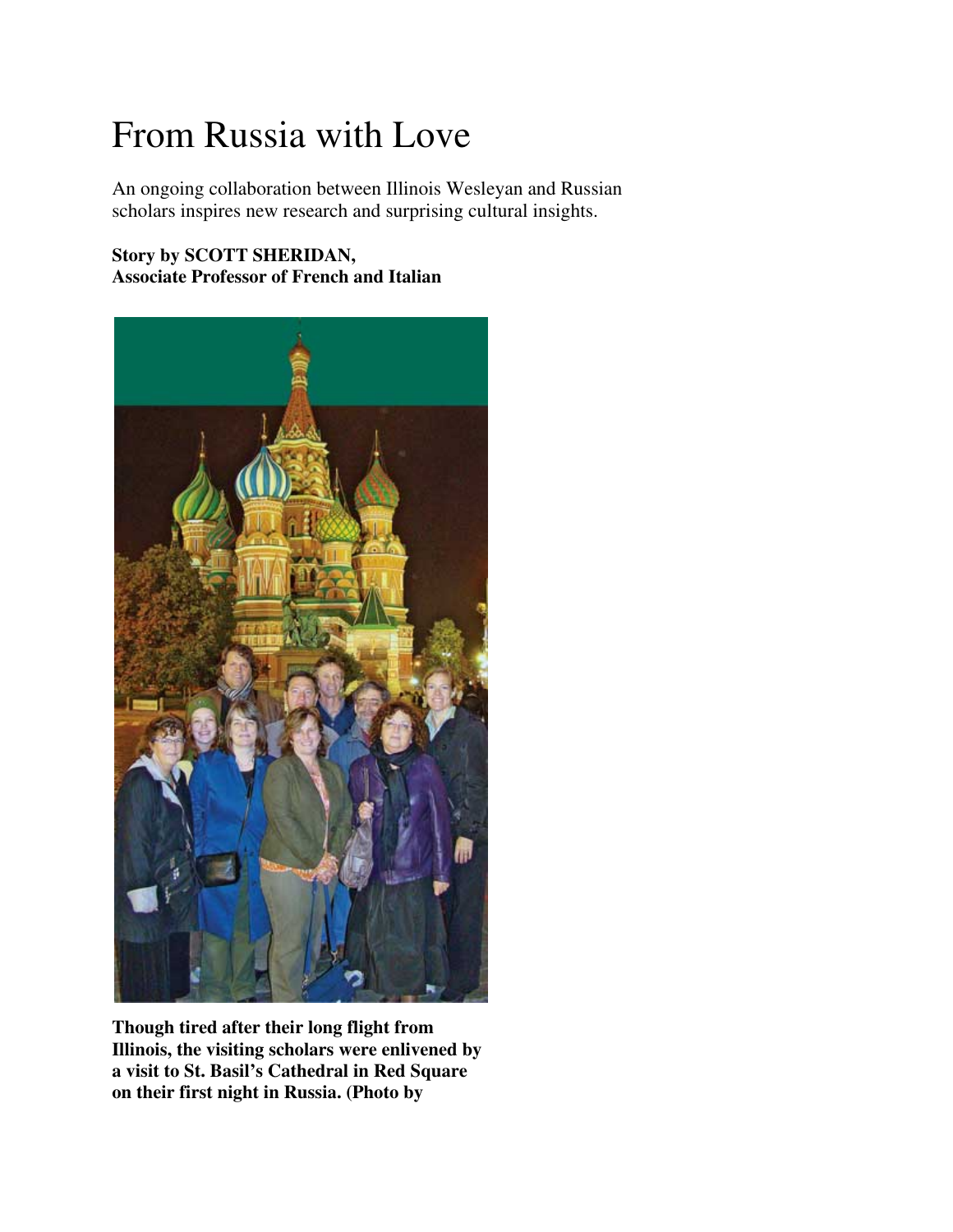# From Russia with Love

An ongoing collaboration between Illinois Wesleyan and Russian scholars inspires new research and surprising cultural insights.

**Story by SCOTT SHERIDAN,**
**Associate Professor of French and Italian**

**Though tired after their long flight from Illinois, the visiting scholars were enlivened by a visit to St. Basil's Cathedral in Red Square on their first night in Russia. (Photo by**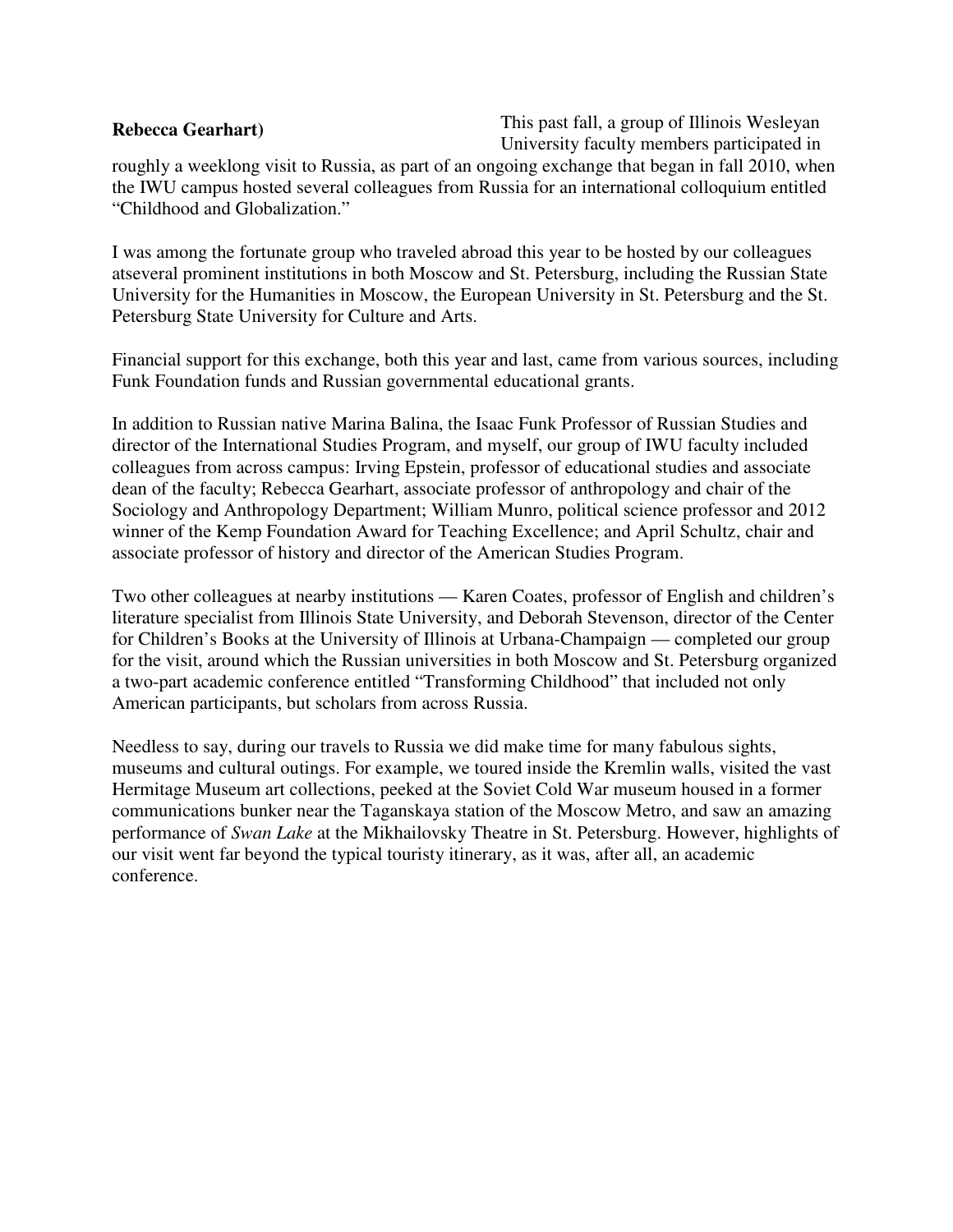**Rebecca Gearhart)** This past fall, a group of Illinois Wesleyan University faculty members participated in roughly a weeklong visit to Russia, as part of an ongoing exchange that began in fall 2010, when the IWU campus hosted several colleagues from Russia for an international colloquium entitled "Childhood and Globalization."

I was among the fortunate group who traveled abroad this year to be hosted by our colleagues atseveral prominent institutions in both Moscow and St. Petersburg, including the Russian State University for the Humanities in Moscow, the European University in St. Petersburg and the St. Petersburg State University for Culture and Arts.

Financial support for this exchange, both this year and last, came from various sources, including Funk Foundation funds and Russian governmental educational grants.

In addition to Russian native Marina Balina, the Isaac Funk Professor of Russian Studies and director of the International Studies Program, and myself, our group of IWU faculty included colleagues from across campus: Irving Epstein, professor of educational studies and associate dean of the faculty; Rebecca Gearhart, associate professor of anthropology and chair of the Sociology and Anthropology Department; William Munro, political science professor and 2012 winner of the Kemp Foundation Award for Teaching Excellence; and April Schultz, chair and associate professor of history and director of the American Studies Program.

Two other colleagues at nearby institutions — Karen Coates, professor of English and children's literature specialist from Illinois State University, and Deborah Stevenson, director of the Center for Children's Books at the University of Illinois at Urbana-Champaign — completed our group for the visit, around which the Russian universities in both Moscow and St. Petersburg organized a two-part academic conference entitled "Transforming Childhood" that included not only American participants, but scholars from across Russia.

Needless to say, during our travels to Russia we did make time for many fabulous sights, museums and cultural outings. For example, we toured inside the Kremlin walls, visited the vast Hermitage Museum art collections, peeked at the Soviet Cold War museum housed in a former communications bunker near the Taganskaya station of the Moscow Metro, and saw an amazing performance of *Swan Lake* at the Mikhailovsky Theatre in St. Petersburg. However, highlights of our visit went far beyond the typical touristy itinerary, as it was, after all, an academic conference.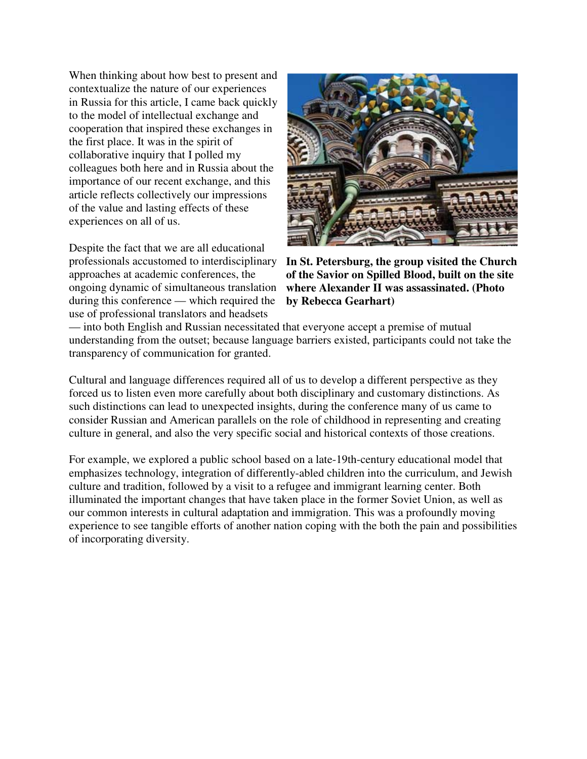When thinking about how best to present and contextualize the nature of our experiences in Russia for this article, I came back quickly to the model of intellectual exchange and cooperation that inspired these exchanges in the first place. It was in the spirit of collaborative inquiry that I polled my colleagues both here and in Russia about the importance of our recent exchange, and this article reflects collectively our impressions of the value and lasting effects of these experiences on all of us.

**In St. Petersburg, the group visited the Church of the Savior on Spilled Blood, built on the site where Alexander II was assassinated. (Photo by Rebecca Gearhart)**

Despite the fact that we are all educational professionals accustomed to interdisciplinary approaches at academic conferences, the ongoing dynamic of simultaneous translation during this conference — which required the use of professional translators and headsets — into both English and Russian necessitated that everyone accept a premise of mutual understanding from the outset; because language barriers existed, participants could not take the transparency of communication for granted.

Cultural and language differences required all of us to develop a different perspective as they forced us to listen even more carefully about both disciplinary and customary distinctions. As such distinctions can lead to unexpected insights, during the conference many of us came to consider Russian and American parallels on the role of childhood in representing and creating culture in general, and also the very specific social and historical contexts of those creations.

For example, we explored a public school based on a late-19th-century educational model that emphasizes technology, integration of differently-abled children into the curriculum, and Jewish culture and tradition, followed by a visit to a refugee and immigrant learning center. Both illuminated the important changes that have taken place in the former Soviet Union, as well as our common interests in cultural adaptation and immigration. This was a profoundly moving experience to see tangible efforts of another nation coping with the both the pain and possibilities of incorporating diversity.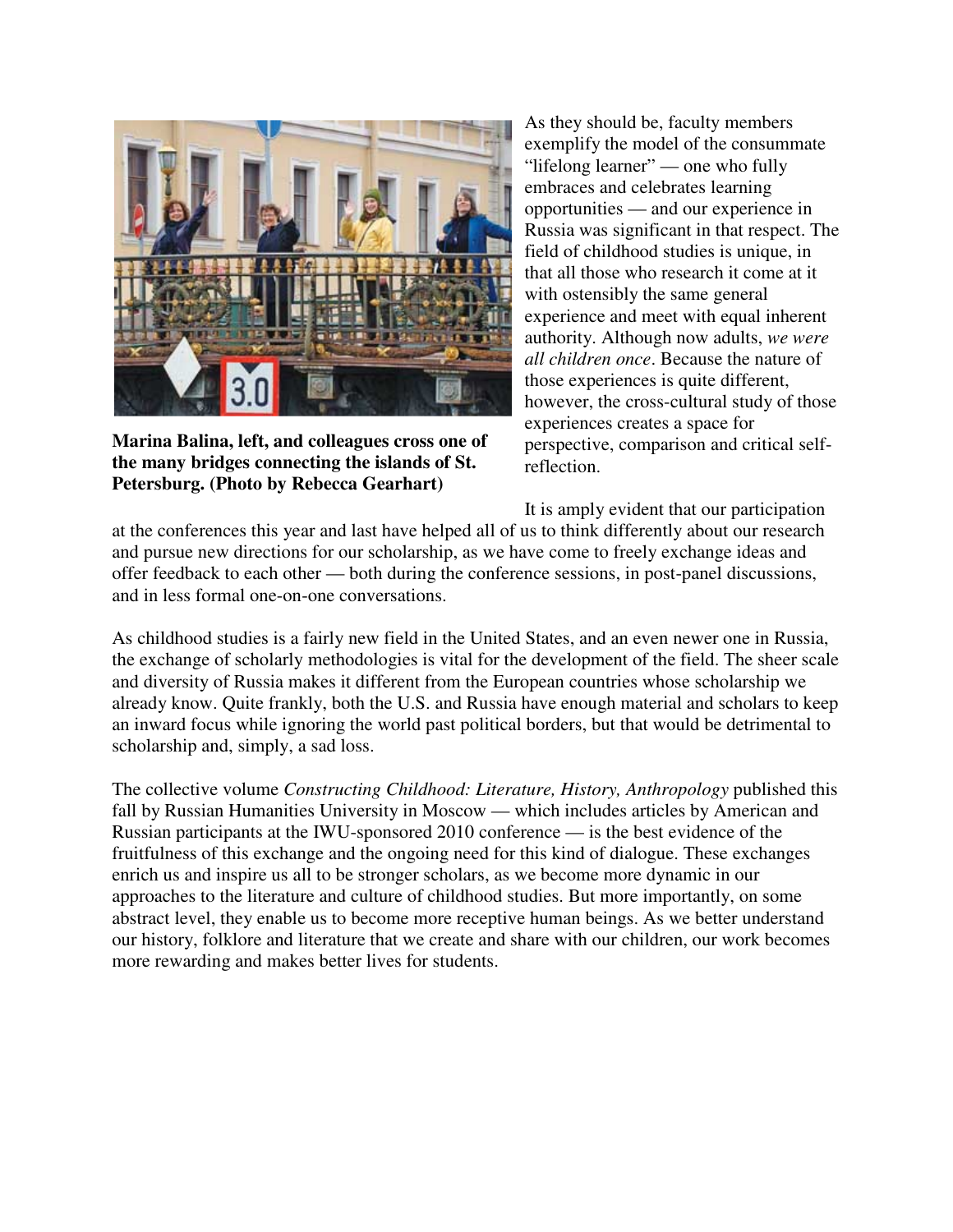**Marina Balina, left, and colleagues cross one of the many bridges connecting the islands of St. Petersburg. (Photo by Rebecca Gearhart)**

As they should be, faculty members exemplify the model of the consummate "lifelong learner" — one who fully embraces and celebrates learning opportunities — and our experience in Russia was significant in that respect. The field of childhood studies is unique, in that all those who research it come at it with ostensibly the same general experience and meet with equal inherent authority. Although now adults, *we were all children once*. Because the nature of those experiences is quite different, however, the cross-cultural study of those experiences creates a space for perspective, comparison and critical self-reflection.

It is amply evident that our participation at the conferences this year and last have helped all of us to think differently about our research and pursue new directions for our scholarship, as we have come to freely exchange ideas and offer feedback to each other — both during the conference sessions, in post-panel discussions, and in less formal one-on-one conversations.

As childhood studies is a fairly new field in the United States, and an even newer one in Russia, the exchange of scholarly methodologies is vital for the development of the field. The sheer scale and diversity of Russia makes it different from the European countries whose scholarship we already know. Quite frankly, both the U.S. and Russia have enough material and scholars to keep an inward focus while ignoring the world past political borders, but that would be detrimental to scholarship and, simply, a sad loss.

The collective volume *Constructing Childhood: Literature, History, Anthropology* published this fall by Russian Humanities University in Moscow — which includes articles by American and Russian participants at the IWU-sponsored 2010 conference — is the best evidence of the fruitfulness of this exchange and the ongoing need for this kind of dialogue. These exchanges enrich us and inspire us all to be stronger scholars, as we become more dynamic in our approaches to the literature and culture of childhood studies. But more importantly, on some abstract level, they enable us to become more receptive human beings. As we better understand our history, folklore and literature that we create and share with our children, our work becomes more rewarding and makes better lives for students.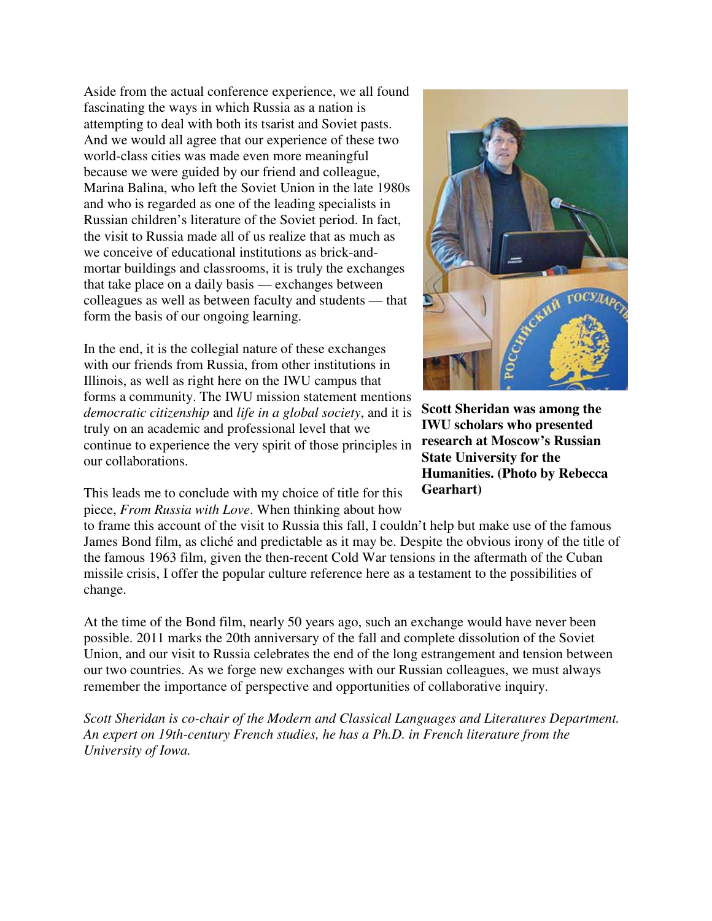Aside from the actual conference experience, we all found fascinating the ways in which Russia as a nation is attempting to deal with both its tsarist and Soviet pasts. And we would all agree that our experience of these two world-class cities was made even more meaningful because we were guided by our friend and colleague, Marina Balina, who left the Soviet Union in the late 1980s and who is regarded as one of the leading specialists in Russian children's literature of the Soviet period. In fact, the visit to Russia made all of us realize that as much as we conceive of educational institutions as brick-and-mortar buildings and classrooms, it is truly the exchanges that take place on a daily basis — exchanges between colleagues as well as between faculty and students — that form the basis of our ongoing learning.

In the end, it is the collegial nature of these exchanges with our friends from Russia, from other institutions in Illinois, as well as right here on the IWU campus that forms a community. The IWU mission statement mentions *democratic citizenship* and *life in a global society*, and it is truly on an academic and professional level that we continue to experience the very spirit of those principles in our collaborations.

**Scott Sheridan was among the IWU scholars who presented research at Moscow's Russian State University for the Humanities. (Photo by Rebecca Gearhart)**

This leads me to conclude with my choice of title for this piece, *From Russia with Love*. When thinking about how to frame this account of the visit to Russia this fall, I couldn't help but make use of the famous James Bond film, as cliché and predictable as it may be. Despite the obvious irony of the title of the famous 1963 film, given the then-recent Cold War tensions in the aftermath of the Cuban missile crisis, I offer the popular culture reference here as a testament to the possibilities of change.

At the time of the Bond film, nearly 50 years ago, such an exchange would have never been possible. 2011 marks the 20th anniversary of the fall and complete dissolution of the Soviet Union, and our visit to Russia celebrates the end of the long estrangement and tension between our two countries. As we forge new exchanges with our Russian colleagues, we must always remember the importance of perspective and opportunities of collaborative inquiry.

*Scott Sheridan is co-chair of the Modern and Classical Languages and Literatures Department. An expert on 19th-century French studies, he has a Ph.D. in French literature from the University of Iowa.*